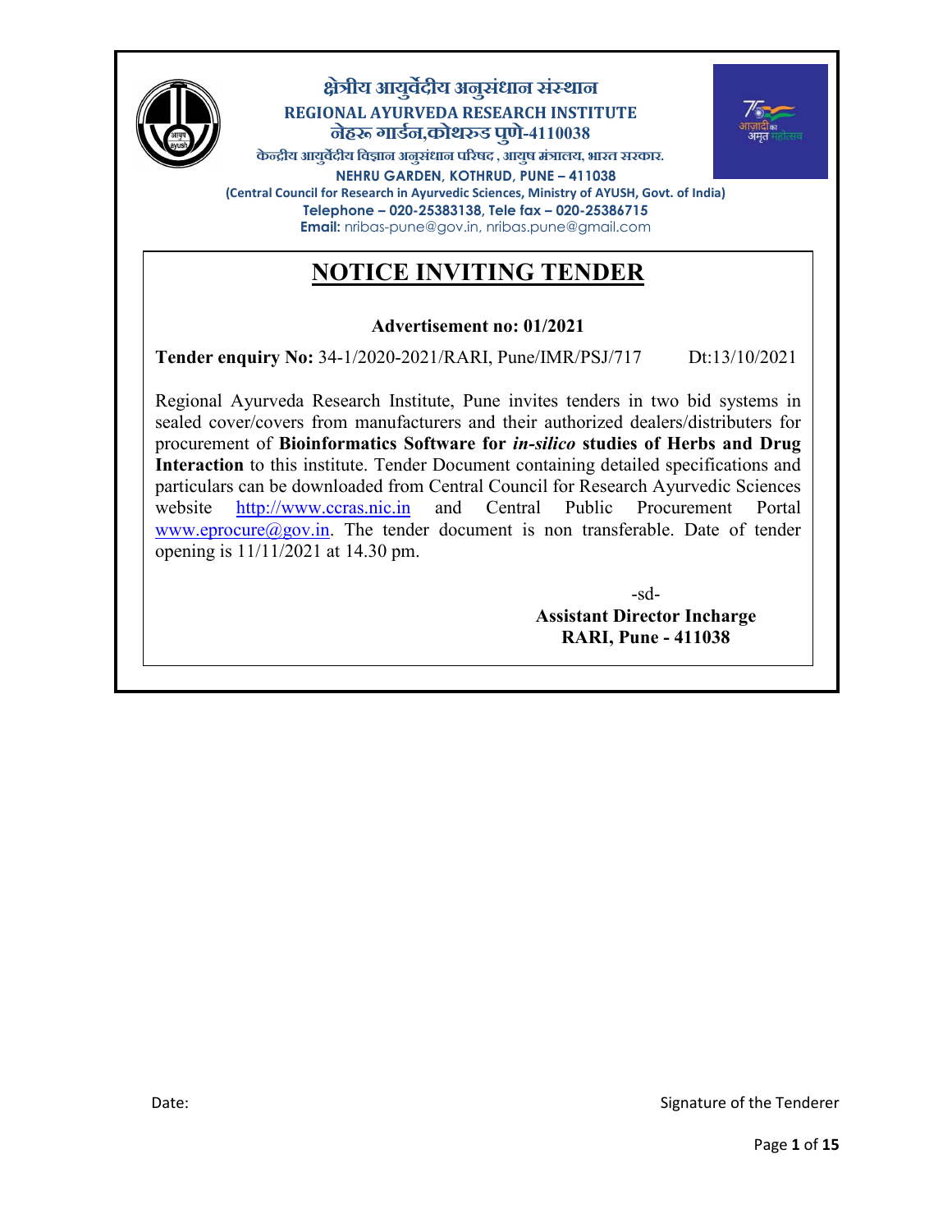**क्षेत्रीय आयुर्वेदीय अनुसंधान संस्थान**

**REGIONAL AYURVEDA RESEARCH INSTITUTE**

**नेहरू गार्डन,कोथरुड पुणे-4110038**

**केन्द्रीय आयुर्वेदीय विज्ञान अनुसंधान परिषद , आयुष मंत्रालय, भारत सरकार.**

**NEHRU GARDEN, KOTHRUD, PUNE – 411038**

**(Central Council for Research in Ayurvedic Sciences, Ministry of AYUSH, Govt. of India)**

**Telephone – 020-25383138, Tele fax – 020-25386715**

**Email:** nribas-pune@gov.in, nribas.pune@gmail.com

# NOTICE INVITING TENDER

**Advertisement no: 01/2021**

**Tender enquiry No:** 34-1/2020-2021/RARI, Pune/IMR/PSJ/717 Dt:13/10/2021

Regional Ayurveda Research Institute, Pune invites tenders in two bid systems in sealed cover/covers from manufacturers and their authorized dealers/distributers for procurement of **Bioinformatics Software for *in-silico* studies of Herbs and Drug Interaction** to this institute. Tender Document containing detailed specifications and particulars can be downloaded from Central Council for Research Ayurvedic Sciences website http://www.ccras.nic.in and Central Public Procurement Portal www.eprocure@gov.in. The tender document is non transferable. Date of tender opening is 11/11/2021 at 14.30 pm.

-sd-

**Assistant Director Incharge**
**RARI, Pune - 411038**

Date: Signature of the Tenderer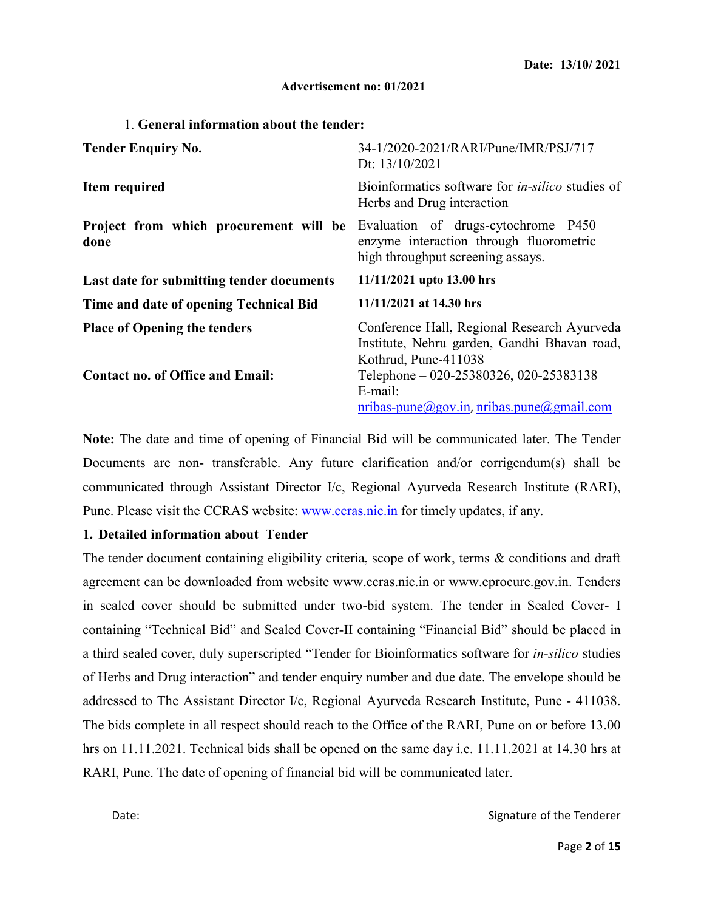**Date: 13/10/ 2021**

**Advertisement no: 01/2021**

1. **General information about the tender:**

| | |
|---|---|
| **Tender Enquiry No.** | 34-1/2020-2021/RARI/Pune/IMR/PSJ/717 Dt: 13/10/2021 |
| **Item required** | Bioinformatics software for *in-silico* studies of Herbs and Drug interaction |
| **Project from which procurement will be done** | Evaluation of drugs-cytochrome P450 enzyme interaction through fluorometric high throughput screening assays. |
| **Last date for submitting tender documents** | **11/11/2021 upto 13.00 hrs** |
| **Time and date of opening Technical Bid** | **11/11/2021 at 14.30 hrs** |
| **Place of Opening the tenders** | Conference Hall, Regional Research Ayurveda Institute, Nehru garden, Gandhi Bhavan road, Kothrud, Pune-411038 |
| **Contact no. of Office and Email:** | Telephone – 020-25380326, 020-25383138 E-mail: nribas-pune@gov.in, nribas.pune@gmail.com |

**Note:** The date and time of opening of Financial Bid will be communicated later. The Tender Documents are non- transferable. Any future clarification and/or corrigendum(s) shall be communicated through Assistant Director I/c, Regional Ayurveda Research Institute (RARI), Pune. Please visit the CCRAS website: www.ccras.nic.in for timely updates, if any.

**1. Detailed information about Tender**

The tender document containing eligibility criteria, scope of work, terms & conditions and draft agreement can be downloaded from website www.ccras.nic.in or www.eprocure.gov.in. Tenders in sealed cover should be submitted under two-bid system. The tender in Sealed Cover- I containing "Technical Bid" and Sealed Cover-II containing "Financial Bid" should be placed in a third sealed cover, duly superscripted "Tender for Bioinformatics software for *in-silico* studies of Herbs and Drug interaction" and tender enquiry number and due date. The envelope should be addressed to The Assistant Director I/c, Regional Ayurveda Research Institute, Pune - 411038. The bids complete in all respect should reach to the Office of the RARI, Pune on or before 13.00 hrs on 11.11.2021. Technical bids shall be opened on the same day i.e. 11.11.2021 at 14.30 hrs at RARI, Pune. The date of opening of financial bid will be communicated later.

Date: Signature of the Tenderer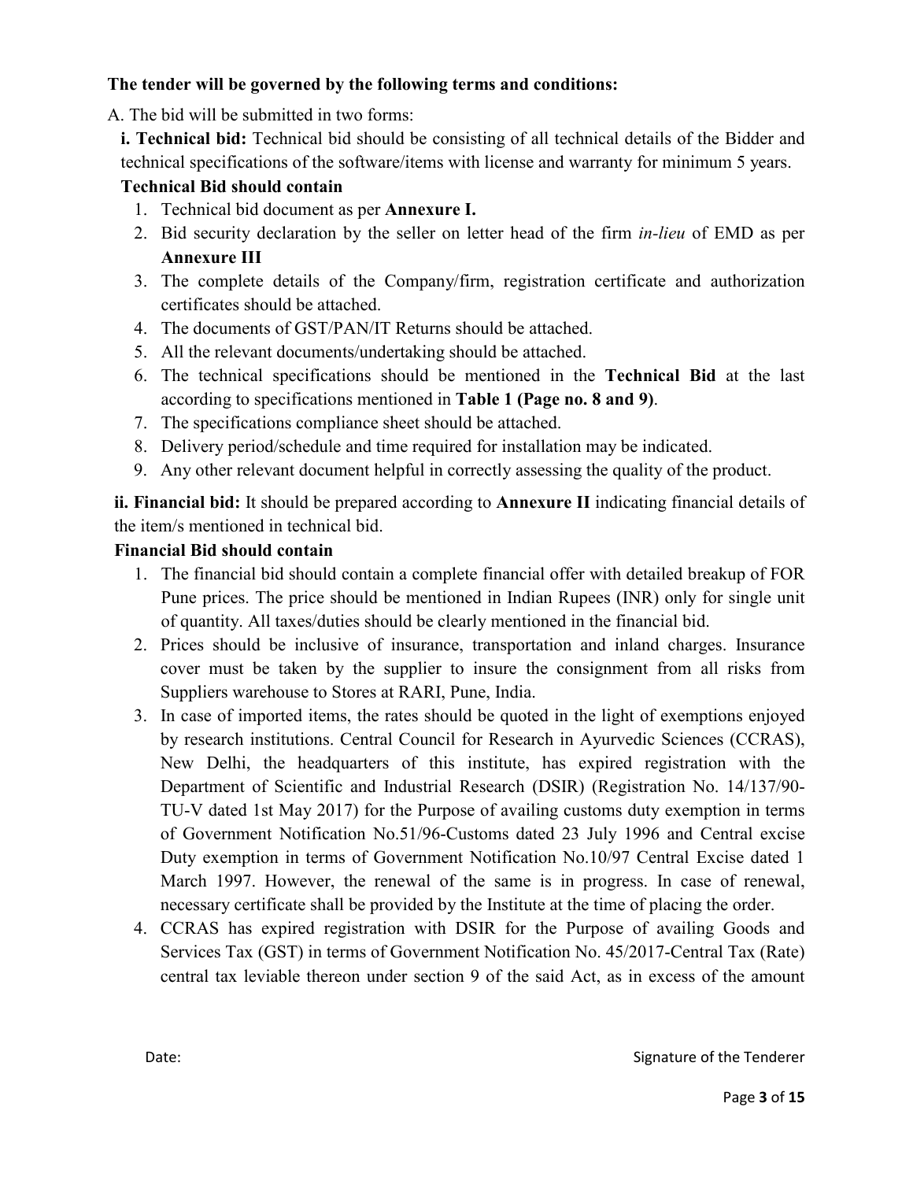**The tender will be governed by the following terms and conditions:**

A. The bid will be submitted in two forms:

**i. Technical bid:** Technical bid should be consisting of all technical details of the Bidder and technical specifications of the software/items with license and warranty for minimum 5 years.

**Technical Bid should contain**

1. Technical bid document as per **Annexure I.**
2. Bid security declaration by the seller on letter head of the firm *in-lieu* of EMD as per **Annexure III**
3. The complete details of the Company/firm, registration certificate and authorization certificates should be attached.
4. The documents of GST/PAN/IT Returns should be attached.
5. All the relevant documents/undertaking should be attached.
6. The technical specifications should be mentioned in the **Technical Bid** at the last according to specifications mentioned in **Table 1 (Page no. 8 and 9)**.
7. The specifications compliance sheet should be attached.
8. Delivery period/schedule and time required for installation may be indicated.
9. Any other relevant document helpful in correctly assessing the quality of the product.

**ii. Financial bid:** It should be prepared according to **Annexure II** indicating financial details of the item/s mentioned in technical bid.

**Financial Bid should contain**

1. The financial bid should contain a complete financial offer with detailed breakup of FOR Pune prices. The price should be mentioned in Indian Rupees (INR) only for single unit of quantity. All taxes/duties should be clearly mentioned in the financial bid.
2. Prices should be inclusive of insurance, transportation and inland charges. Insurance cover must be taken by the supplier to insure the consignment from all risks from Suppliers warehouse to Stores at RARI, Pune, India.
3. In case of imported items, the rates should be quoted in the light of exemptions enjoyed by research institutions. Central Council for Research in Ayurvedic Sciences (CCRAS), New Delhi, the headquarters of this institute, has expired registration with the Department of Scientific and Industrial Research (DSIR) (Registration No. 14/137/90-TU-V dated 1st May 2017) for the Purpose of availing customs duty exemption in terms of Government Notification No.51/96-Customs dated 23 July 1996 and Central excise Duty exemption in terms of Government Notification No.10/97 Central Excise dated 1 March 1997. However, the renewal of the same is in progress. In case of renewal, necessary certificate shall be provided by the Institute at the time of placing the order.
4. CCRAS has expired registration with DSIR for the Purpose of availing Goods and Services Tax (GST) in terms of Government Notification No. 45/2017-Central Tax (Rate) central tax leviable thereon under section 9 of the said Act, as in excess of the amount

Date: Signature of the Tenderer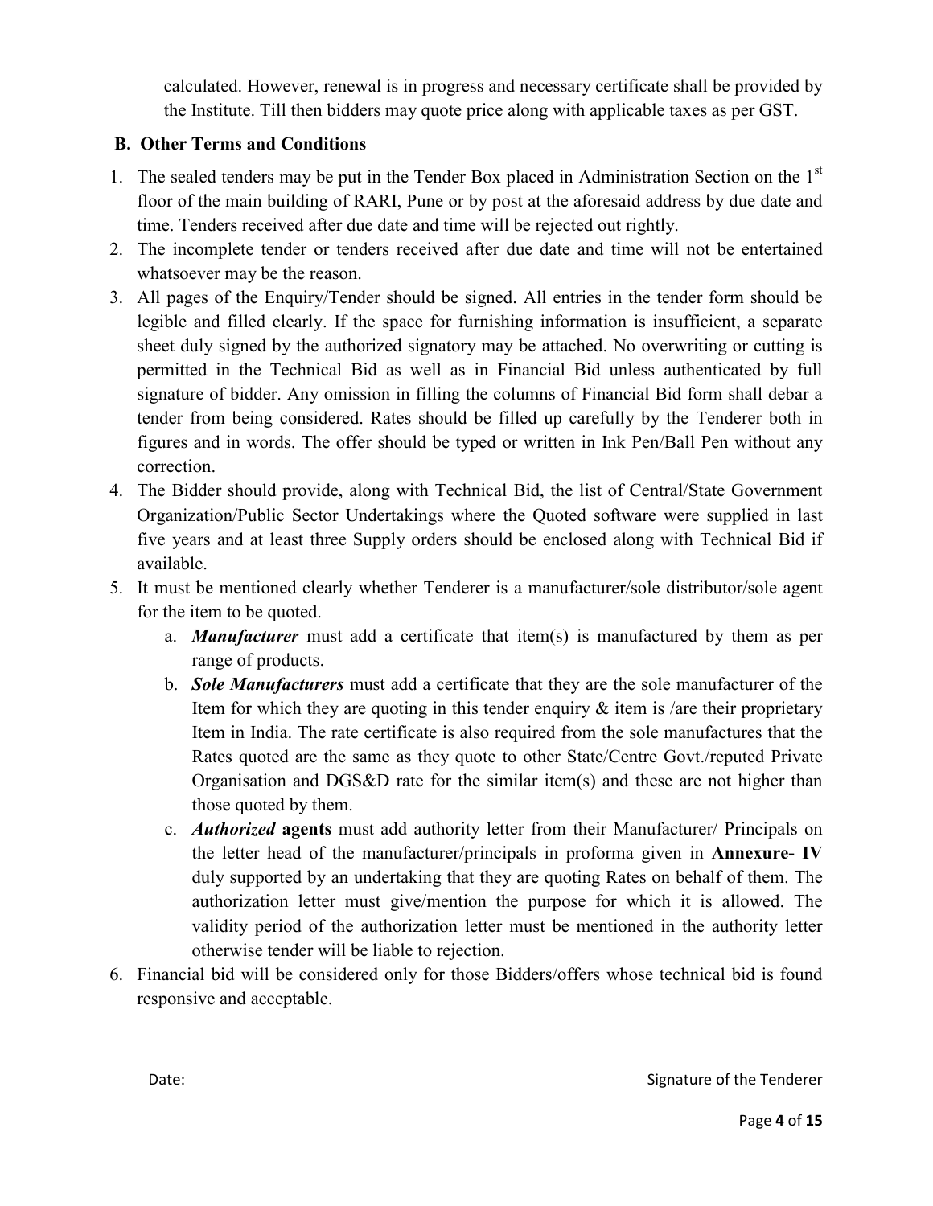calculated. However, renewal is in progress and necessary certificate shall be provided by the Institute. Till then bidders may quote price along with applicable taxes as per GST.

## B. Other Terms and Conditions

1. The sealed tenders may be put in the Tender Box placed in Administration Section on the 1st floor of the main building of RARI, Pune or by post at the aforesaid address by due date and time. Tenders received after due date and time will be rejected out rightly.
2. The incomplete tender or tenders received after due date and time will not be entertained whatsoever may be the reason.
3. All pages of the Enquiry/Tender should be signed. All entries in the tender form should be legible and filled clearly. If the space for furnishing information is insufficient, a separate sheet duly signed by the authorized signatory may be attached. No overwriting or cutting is permitted in the Technical Bid as well as in Financial Bid unless authenticated by full signature of bidder. Any omission in filling the columns of Financial Bid form shall debar a tender from being considered. Rates should be filled up carefully by the Tenderer both in figures and in words. The offer should be typed or written in Ink Pen/Ball Pen without any correction.
4. The Bidder should provide, along with Technical Bid, the list of Central/State Government Organization/Public Sector Undertakings where the Quoted software were supplied in last five years and at least three Supply orders should be enclosed along with Technical Bid if available.
5. It must be mentioned clearly whether Tenderer is a manufacturer/sole distributor/sole agent for the item to be quoted.
   a. ***Manufacturer*** must add a certificate that item(s) is manufactured by them as per range of products.
   b. ***Sole Manufacturers*** must add a certificate that they are the sole manufacturer of the Item for which they are quoting in this tender enquiry & item is /are their proprietary Item in India. The rate certificate is also required from the sole manufactures that the Rates quoted are the same as they quote to other State/Centre Govt./reputed Private Organisation and DGS&D rate for the similar item(s) and these are not higher than those quoted by them.
   c. ***Authorized* agents** must add authority letter from their Manufacturer/ Principals on the letter head of the manufacturer/principals in proforma given in **Annexure- IV** duly supported by an undertaking that they are quoting Rates on behalf of them. The authorization letter must give/mention the purpose for which it is allowed. The validity period of the authorization letter must be mentioned in the authority letter otherwise tender will be liable to rejection.
6. Financial bid will be considered only for those Bidders/offers whose technical bid is found responsive and acceptable.

Date: Signature of the Tenderer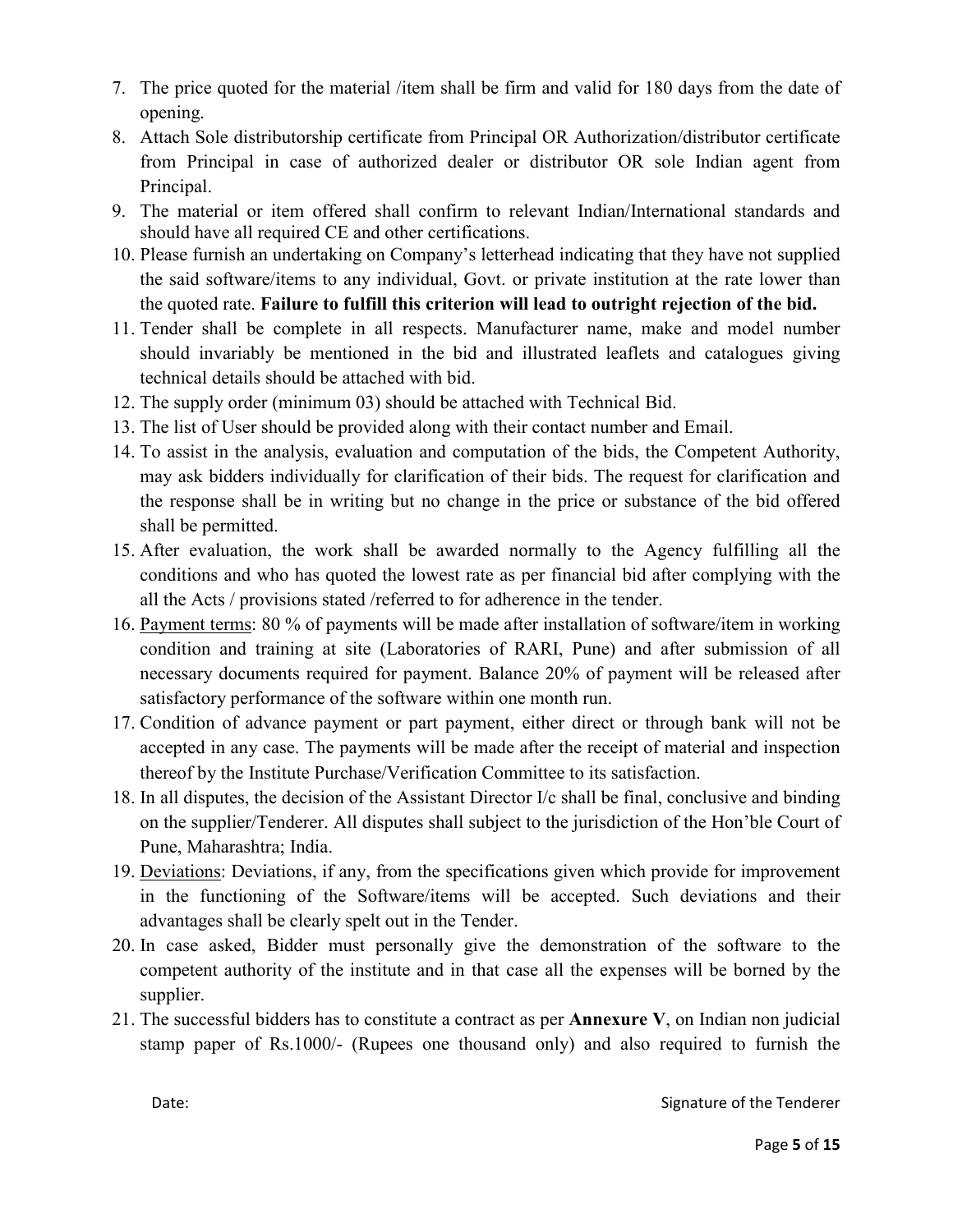7. The price quoted for the material /item shall be firm and valid for 180 days from the date of opening.
8. Attach Sole distributorship certificate from Principal OR Authorization/distributor certificate from Principal in case of authorized dealer or distributor OR sole Indian agent from Principal.
9. The material or item offered shall confirm to relevant Indian/International standards and should have all required CE and other certifications.
10. Please furnish an undertaking on Company's letterhead indicating that they have not supplied the said software/items to any individual, Govt. or private institution at the rate lower than the quoted rate. **Failure to fulfill this criterion will lead to outright rejection of the bid.**
11. Tender shall be complete in all respects. Manufacturer name, make and model number should invariably be mentioned in the bid and illustrated leaflets and catalogues giving technical details should be attached with bid.
12. The supply order (minimum 03) should be attached with Technical Bid.
13. The list of User should be provided along with their contact number and Email.
14. To assist in the analysis, evaluation and computation of the bids, the Competent Authority, may ask bidders individually for clarification of their bids. The request for clarification and the response shall be in writing but no change in the price or substance of the bid offered shall be permitted.
15. After evaluation, the work shall be awarded normally to the Agency fulfilling all the conditions and who has quoted the lowest rate as per financial bid after complying with the all the Acts / provisions stated /referred to for adherence in the tender.
16. Payment terms: 80 % of payments will be made after installation of software/item in working condition and training at site (Laboratories of RARI, Pune) and after submission of all necessary documents required for payment. Balance 20% of payment will be released after satisfactory performance of the software within one month run.
17. Condition of advance payment or part payment, either direct or through bank will not be accepted in any case. The payments will be made after the receipt of material and inspection thereof by the Institute Purchase/Verification Committee to its satisfaction.
18. In all disputes, the decision of the Assistant Director I/c shall be final, conclusive and binding on the supplier/Tenderer. All disputes shall subject to the jurisdiction of the Hon'ble Court of Pune, Maharashtra; India.
19. Deviations: Deviations, if any, from the specifications given which provide for improvement in the functioning of the Software/items will be accepted. Such deviations and their advantages shall be clearly spelt out in the Tender.
20. In case asked, Bidder must personally give the demonstration of the software to the competent authority of the institute and in that case all the expenses will be borned by the supplier.
21. The successful bidders has to constitute a contract as per **Annexure V**, on Indian non judicial stamp paper of Rs.1000/- (Rupees one thousand only) and also required to furnish the

Date: Signature of the Tenderer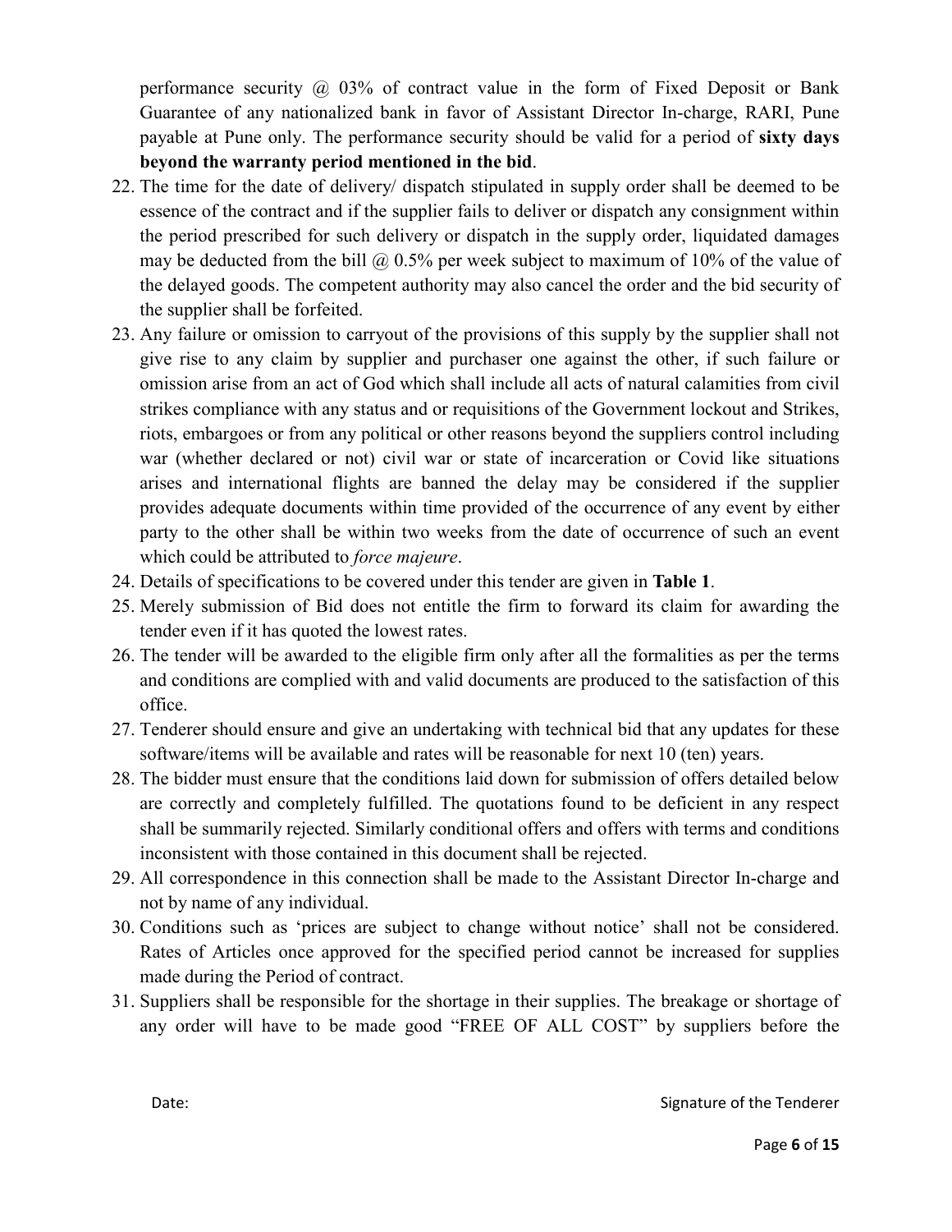performance security @ 03% of contract value in the form of Fixed Deposit or Bank Guarantee of any nationalized bank in favor of Assistant Director In-charge, RARI, Pune payable at Pune only. The performance security should be valid for a period of **sixty days beyond the warranty period mentioned in the bid**.

22. The time for the date of delivery/ dispatch stipulated in supply order shall be deemed to be essence of the contract and if the supplier fails to deliver or dispatch any consignment within the period prescribed for such delivery or dispatch in the supply order, liquidated damages may be deducted from the bill @ 0.5% per week subject to maximum of 10% of the value of the delayed goods. The competent authority may also cancel the order and the bid security of the supplier shall be forfeited.
23. Any failure or omission to carryout of the provisions of this supply by the supplier shall not give rise to any claim by supplier and purchaser one against the other, if such failure or omission arise from an act of God which shall include all acts of natural calamities from civil strikes compliance with any status and or requisitions of the Government lockout and Strikes, riots, embargoes or from any political or other reasons beyond the suppliers control including war (whether declared or not) civil war or state of incarceration or Covid like situations arises and international flights are banned the delay may be considered if the supplier provides adequate documents within time provided of the occurrence of any event by either party to the other shall be within two weeks from the date of occurrence of such an event which could be attributed to *force majeure*.
24. Details of specifications to be covered under this tender are given in **Table 1**.
25. Merely submission of Bid does not entitle the firm to forward its claim for awarding the tender even if it has quoted the lowest rates.
26. The tender will be awarded to the eligible firm only after all the formalities as per the terms and conditions are complied with and valid documents are produced to the satisfaction of this office.
27. Tenderer should ensure and give an undertaking with technical bid that any updates for these software/items will be available and rates will be reasonable for next 10 (ten) years.
28. The bidder must ensure that the conditions laid down for submission of offers detailed below are correctly and completely fulfilled. The quotations found to be deficient in any respect shall be summarily rejected. Similarly conditional offers and offers with terms and conditions inconsistent with those contained in this document shall be rejected.
29. All correspondence in this connection shall be made to the Assistant Director In-charge and not by name of any individual.
30. Conditions such as 'prices are subject to change without notice' shall not be considered. Rates of Articles once approved for the specified period cannot be increased for supplies made during the Period of contract.
31. Suppliers shall be responsible for the shortage in their supplies. The breakage or shortage of any order will have to be made good "FREE OF ALL COST" by suppliers before the

Date: Signature of the Tenderer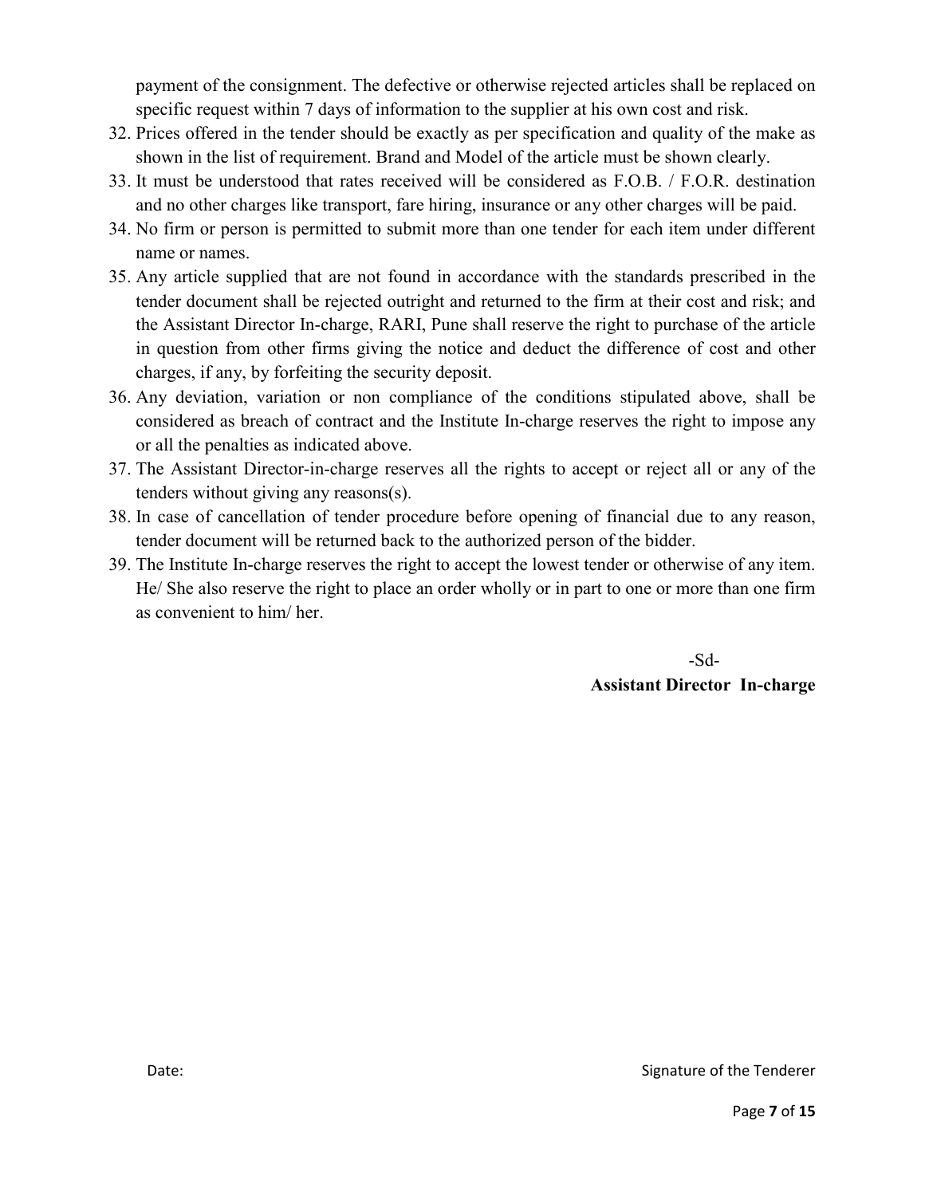payment of the consignment. The defective or otherwise rejected articles shall be replaced on specific request within 7 days of information to the supplier at his own cost and risk.

32. Prices offered in the tender should be exactly as per specification and quality of the make as shown in the list of requirement. Brand and Model of the article must be shown clearly.
33. It must be understood that rates received will be considered as F.O.B. / F.O.R. destination and no other charges like transport, fare hiring, insurance or any other charges will be paid.
34. No firm or person is permitted to submit more than one tender for each item under different name or names.
35. Any article supplied that are not found in accordance with the standards prescribed in the tender document shall be rejected outright and returned to the firm at their cost and risk; and the Assistant Director In-charge, RARI, Pune shall reserve the right to purchase of the article in question from other firms giving the notice and deduct the difference of cost and other charges, if any, by forfeiting the security deposit.
36. Any deviation, variation or non compliance of the conditions stipulated above, shall be considered as breach of contract and the Institute In-charge reserves the right to impose any or all the penalties as indicated above.
37. The Assistant Director-in-charge reserves all the rights to accept or reject all or any of the tenders without giving any reasons(s).
38. In case of cancellation of tender procedure before opening of financial due to any reason, tender document will be returned back to the authorized person of the bidder.
39. The Institute In-charge reserves the right to accept the lowest tender or otherwise of any item. He/ She also reserve the right to place an order wholly or in part to one or more than one firm as convenient to him/ her.

-Sd-

**Assistant Director In-charge**

Date: Signature of the Tenderer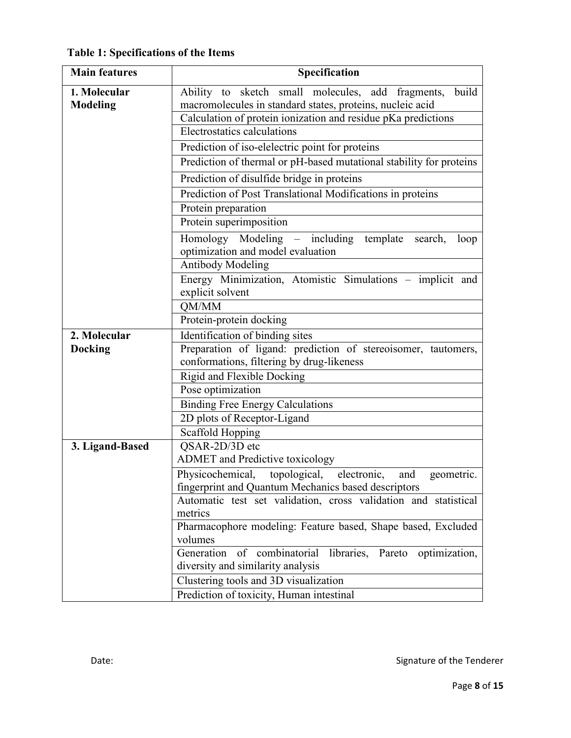**Table 1: Specifications of the Items**

| Main features | Specification |
|---|---|
| **1. Molecular Modeling** | Ability to sketch small molecules, add fragments, build macromolecules in standard states, proteins, nucleic acid |
| | Calculation of protein ionization and residue pKa predictions |
| | Electrostatics calculations |
| | Prediction of iso-elelectric point for proteins |
| | Prediction of thermal or pH-based mutational stability for proteins |
| | Prediction of disulfide bridge in proteins |
| | Prediction of Post Translational Modifications in proteins |
| | Protein preparation |
| | Protein superimposition |
| | Homology Modeling – including template search, loop optimization and model evaluation |
| | Antibody Modeling |
| | Energy Minimization, Atomistic Simulations – implicit and explicit solvent |
| | QM/MM |
| | Protein-protein docking |
| **2. Molecular Docking** | Identification of binding sites |
| | Preparation of ligand: prediction of stereoisomer, tautomers, conformations, filtering by drug-likeness |
| | Rigid and Flexible Docking |
| | Pose optimization |
| | Binding Free Energy Calculations |
| | 2D plots of Receptor-Ligand |
| | Scaffold Hopping |
| **3. Ligand-Based** | QSAR-2D/3D etc<br>ADMET and Predictive toxicology |
| | Physicochemical, topological, electronic, and geometric. fingerprint and Quantum Mechanics based descriptors |
| | Automatic test set validation, cross validation and statistical metrics |
| | Pharmacophore modeling: Feature based, Shape based, Excluded volumes |
| | Generation of combinatorial libraries, Pareto optimization, diversity and similarity analysis |
| | Clustering tools and 3D visualization |
| | Prediction of toxicity, Human intestinal |

Date: Signature of the Tenderer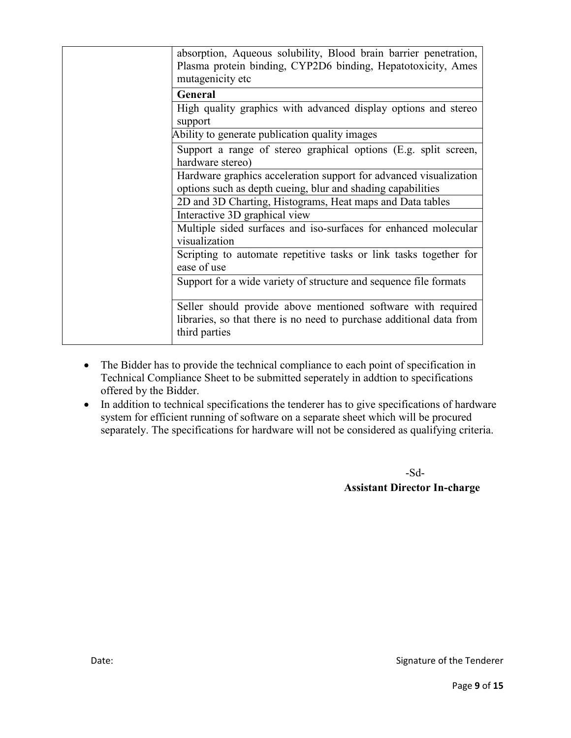| | |
|---|---|
| | absorption, Aqueous solubility, Blood brain barrier penetration, Plasma protein binding, CYP2D6 binding, Hepatotoxicity, Ames mutagenicity etc |
| | **General** |
| | High quality graphics with advanced display options and stereo support |
| | Ability to generate publication quality images |
| | Support a range of stereo graphical options (E.g. split screen, hardware stereo) |
| | Hardware graphics acceleration support for advanced visualization options such as depth cueing, blur and shading capabilities |
| | 2D and 3D Charting, Histograms, Heat maps and Data tables |
| | Interactive 3D graphical view |
| | Multiple sided surfaces and iso-surfaces for enhanced molecular visualization |
| | Scripting to automate repetitive tasks or link tasks together for ease of use |
| | Support for a wide variety of structure and sequence file formats |
| | Seller should provide above mentioned software with required libraries, so that there is no need to purchase additional data from third parties |

- The Bidder has to provide the technical compliance to each point of specification in Technical Compliance Sheet to be submitted seperately in addtion to specifications offered by the Bidder.
- In addition to technical specifications the tenderer has to give specifications of hardware system for efficient running of software on a separate sheet which will be procured separately. The specifications for hardware will not be considered as qualifying criteria.

-Sd-

**Assistant Director In-charge**

Date: Signature of the Tenderer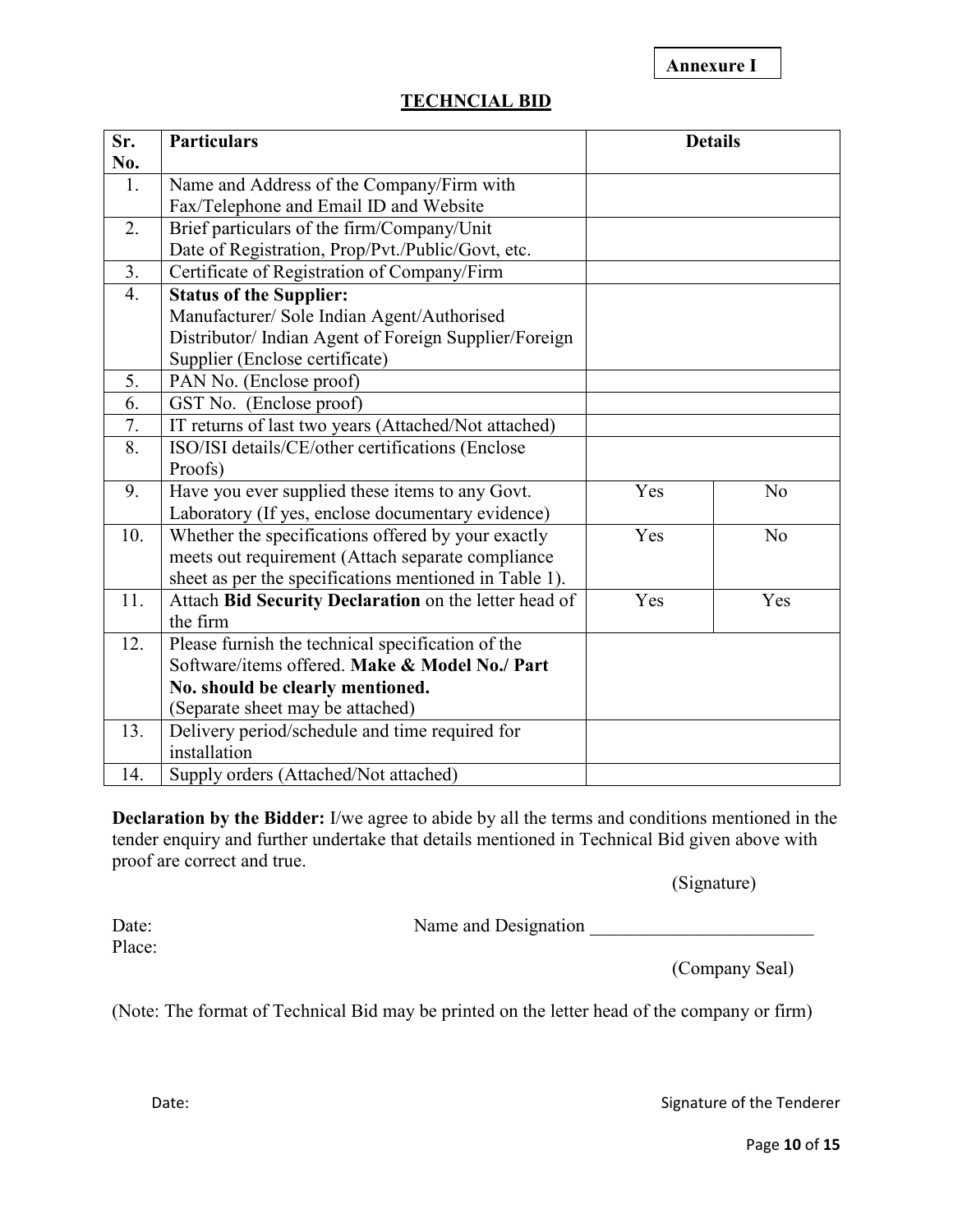**Annexure I**

## TECHNCIAL BID

| Sr. No. | Particulars | Details | |
|---|---|---|---|
| 1. | Name and Address of the Company/Firm with Fax/Telephone and Email ID and Website | | |
| 2. | Brief particulars of the firm/Company/Unit Date of Registration, Prop/Pvt./Public/Govt, etc. | | |
| 3. | Certificate of Registration of Company/Firm | | |
| 4. | **Status of the Supplier:** Manufacturer/ Sole Indian Agent/Authorised Distributor/ Indian Agent of Foreign Supplier/Foreign Supplier (Enclose certificate) | | |
| 5. | PAN No. (Enclose proof) | | |
| 6. | GST No. (Enclose proof) | | |
| 7. | IT returns of last two years (Attached/Not attached) | | |
| 8. | ISO/ISI details/CE/other certifications (Enclose Proofs) | | |
| 9. | Have you ever supplied these items to any Govt. Laboratory (If yes, enclose documentary evidence) | Yes | No |
| 10. | Whether the specifications offered by your exactly meets out requirement (Attach separate compliance sheet as per the specifications mentioned in Table 1). | Yes | No |
| 11. | Attach **Bid Security Declaration** on the letter head of the firm | Yes | Yes |
| 12. | Please furnish the technical specification of the Software/items offered. **Make & Model No./ Part No. should be clearly mentioned.** (Separate sheet may be attached) | | |
| 13. | Delivery period/schedule and time required for installation | | |
| 14. | Supply orders (Attached/Not attached) | | |

**Declaration by the Bidder:** I/we agree to abide by all the terms and conditions mentioned in the tender enquiry and further undertake that details mentioned in Technical Bid given above with proof are correct and true.

(Signature)

Date: Name and Designation ________________________

Place:

(Company Seal)

(Note: The format of Technical Bid may be printed on the letter head of the company or firm)

Date: Signature of the Tenderer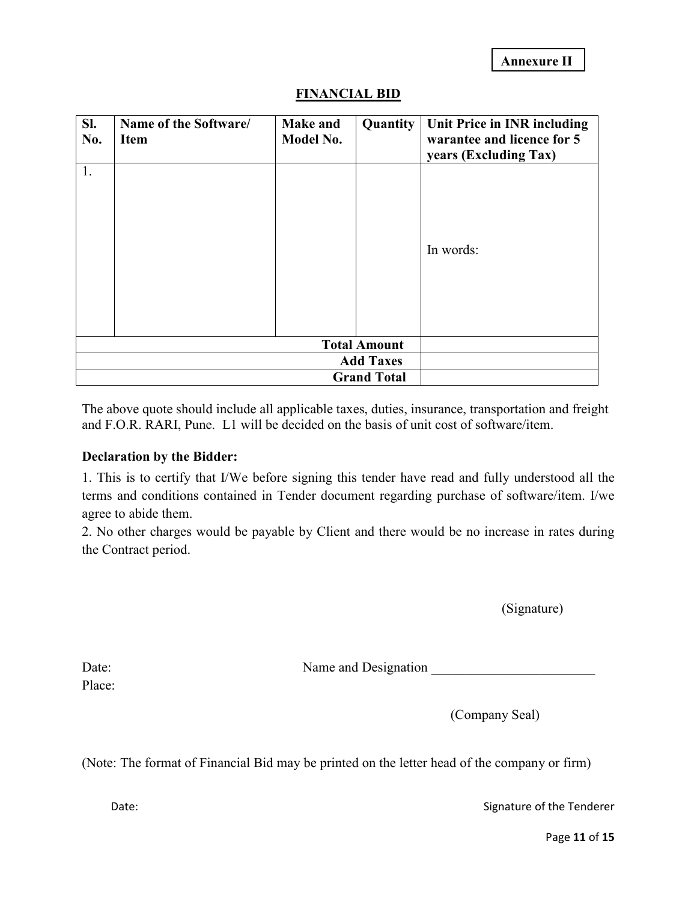**Annexure II**

## FINANCIAL BID

| Sl. No. | Name of the Software/ Item | Make and Model No. | Quantity | Unit Price in INR including warantee and licence for 5 years (Excluding Tax) |
|---|---|---|---|---|
| 1. | | | | In words: |
| | | | **Total Amount** | |
| | | | **Add Taxes** | |
| | | | **Grand Total** | |

The above quote should include all applicable taxes, duties, insurance, transportation and freight and F.O.R. RARI, Pune. L1 will be decided on the basis of unit cost of software/item.

**Declaration by the Bidder:**

1. This is to certify that I/We before signing this tender have read and fully understood all the terms and conditions contained in Tender document regarding purchase of software/item. I/we agree to abide them.
2. No other charges would be payable by Client and there would be no increase in rates during the Contract period.

(Signature)

Date: Name and Designation ________________________

Place:

(Company Seal)

(Note: The format of Financial Bid may be printed on the letter head of the company or firm)

Date: Signature of the Tenderer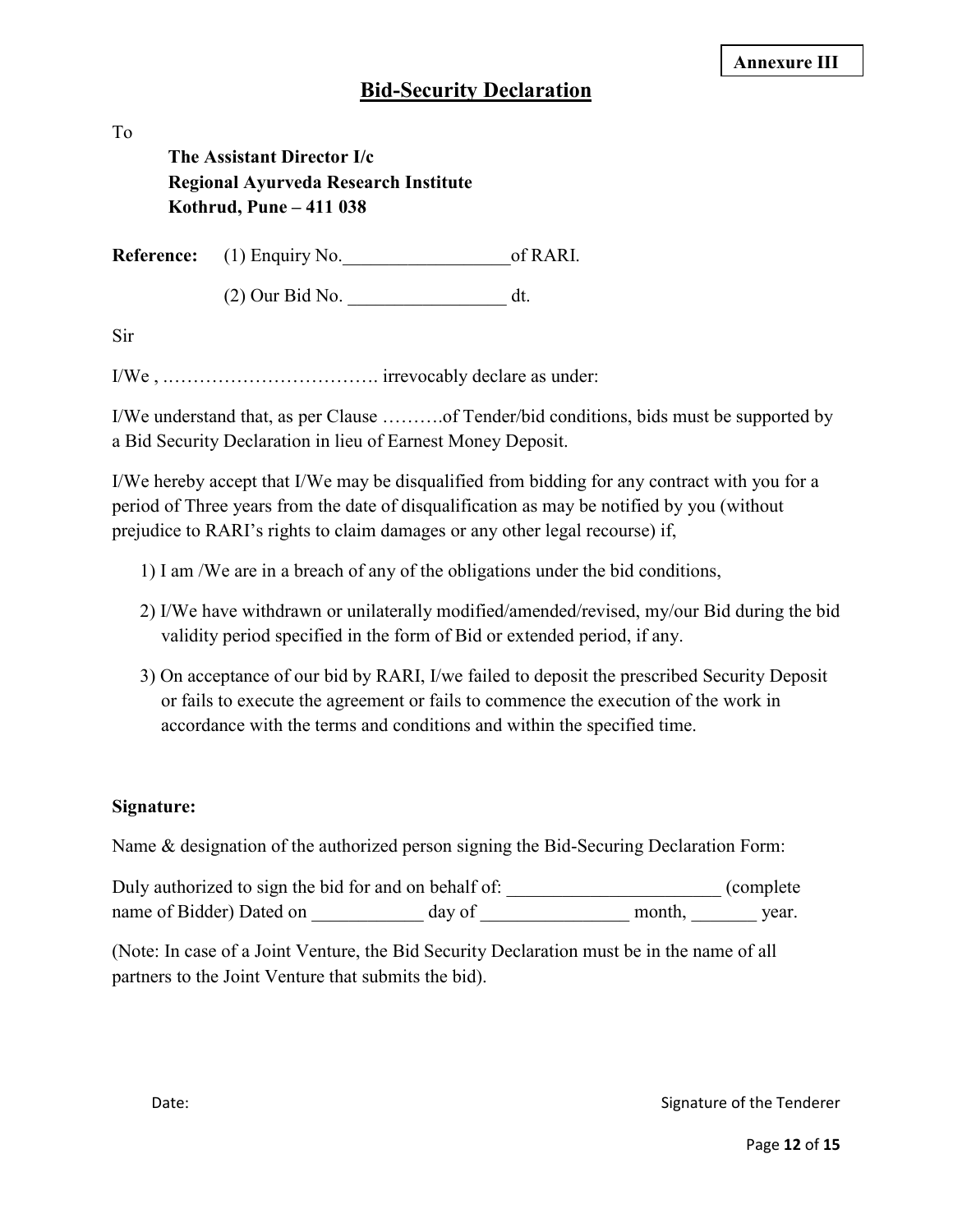**Annexure III**

## Bid-Security Declaration

To

**The Assistant Director I/c**
**Regional Ayurveda Research Institute**
**Kothrud, Pune – 411 038**

**Reference:** (1) Enquiry No.__________________of RARI.

(2) Our Bid No. _________________ dt.

Sir

I/We , ……………………………. irrevocably declare as under:

I/We understand that, as per Clause ……….of Tender/bid conditions, bids must be supported by a Bid Security Declaration in lieu of Earnest Money Deposit.

I/We hereby accept that I/We may be disqualified from bidding for any contract with you for a period of Three years from the date of disqualification as may be notified by you (without prejudice to RARI's rights to claim damages or any other legal recourse) if,

1) I am /We are in a breach of any of the obligations under the bid conditions,
2) I/We have withdrawn or unilaterally modified/amended/revised, my/our Bid during the bid validity period specified in the form of Bid or extended period, if any.
3) On acceptance of our bid by RARI, I/we failed to deposit the prescribed Security Deposit or fails to execute the agreement or fails to commence the execution of the work in accordance with the terms and conditions and within the specified time.

**Signature:**

Name & designation of the authorized person signing the Bid-Securing Declaration Form:

Duly authorized to sign the bid for and on behalf of: _______________________ (complete name of Bidder) Dated on ____________ day of ________________ month, _______ year.

(Note: In case of a Joint Venture, the Bid Security Declaration must be in the name of all partners to the Joint Venture that submits the bid).

Date: Signature of the Tenderer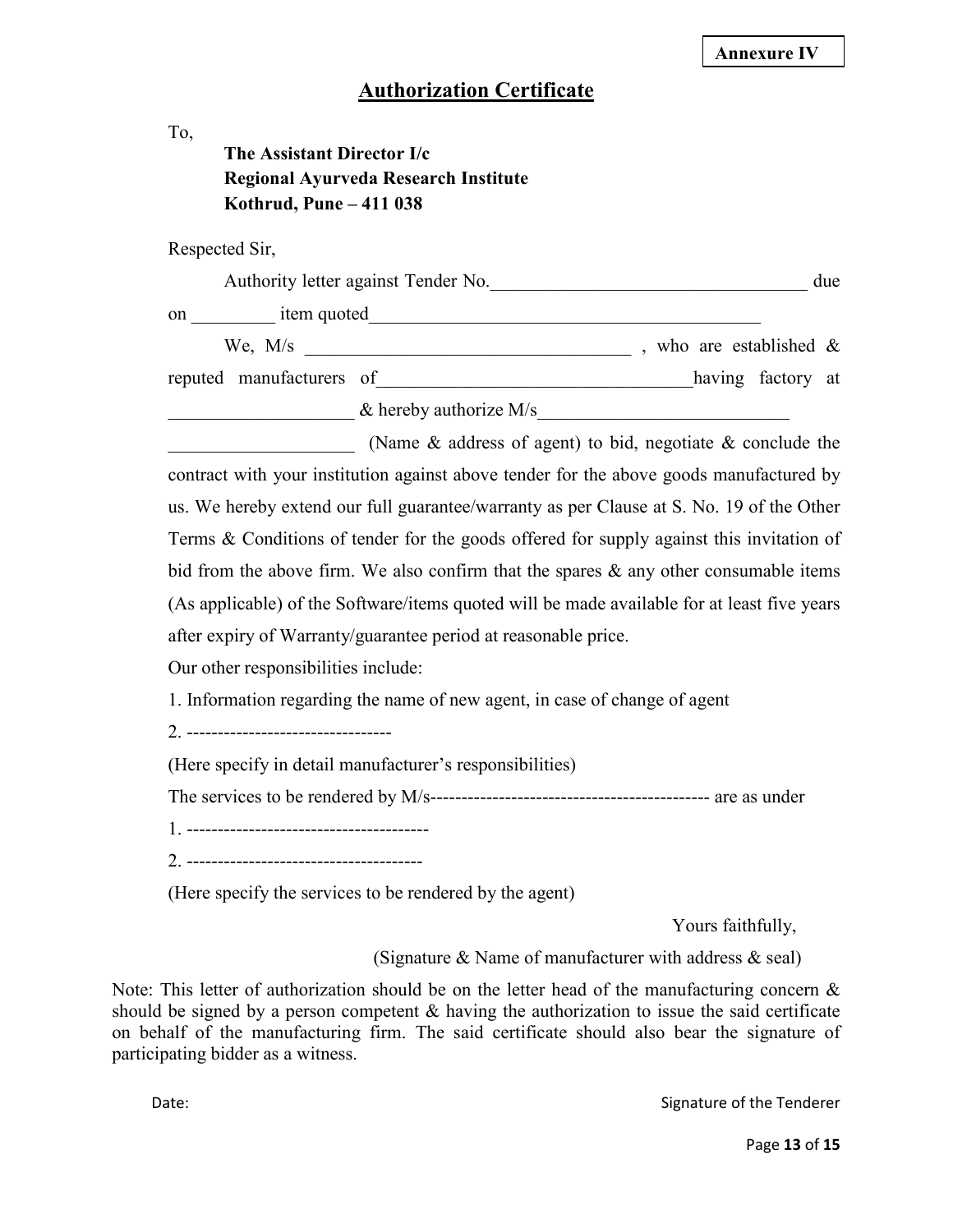**Annexure IV**

# Authorization Certificate

To,

**The Assistant Director I/c**
**Regional Ayurveda Research Institute**
**Kothrud, Pune – 411 038**

Respected Sir,

Authority letter against Tender No.___________________________________ due on _________ item quoted___________________________________________

We, M/s ___________________________________ , who are established & reputed manufacturers of__________________________________having factory at ____________________ & hereby authorize M/s___________________________ ____________________ (Name & address of agent) to bid, negotiate & conclude the contract with your institution against above tender for the above goods manufactured by us. We hereby extend our full guarantee/warranty as per Clause at S. No. 19 of the Other Terms & Conditions of tender for the goods offered for supply against this invitation of bid from the above firm. We also confirm that the spares & any other consumable items (As applicable) of the Software/items quoted will be made available for at least five years after expiry of Warranty/guarantee period at reasonable price.

Our other responsibilities include:

1. Information regarding the name of new agent, in case of change of agent
2. ---------------------------------

(Here specify in detail manufacturer's responsibilities)

The services to be rendered by M/s-------------------------------------------- are as under

1. ---------------------------------------
2. --------------------------------------

(Here specify the services to be rendered by the agent)

Yours faithfully,

(Signature & Name of manufacturer with address & seal)

Note: This letter of authorization should be on the letter head of the manufacturing concern & should be signed by a person competent & having the authorization to issue the said certificate on behalf of the manufacturing firm. The said certificate should also bear the signature of participating bidder as a witness.

Date: Signature of the Tenderer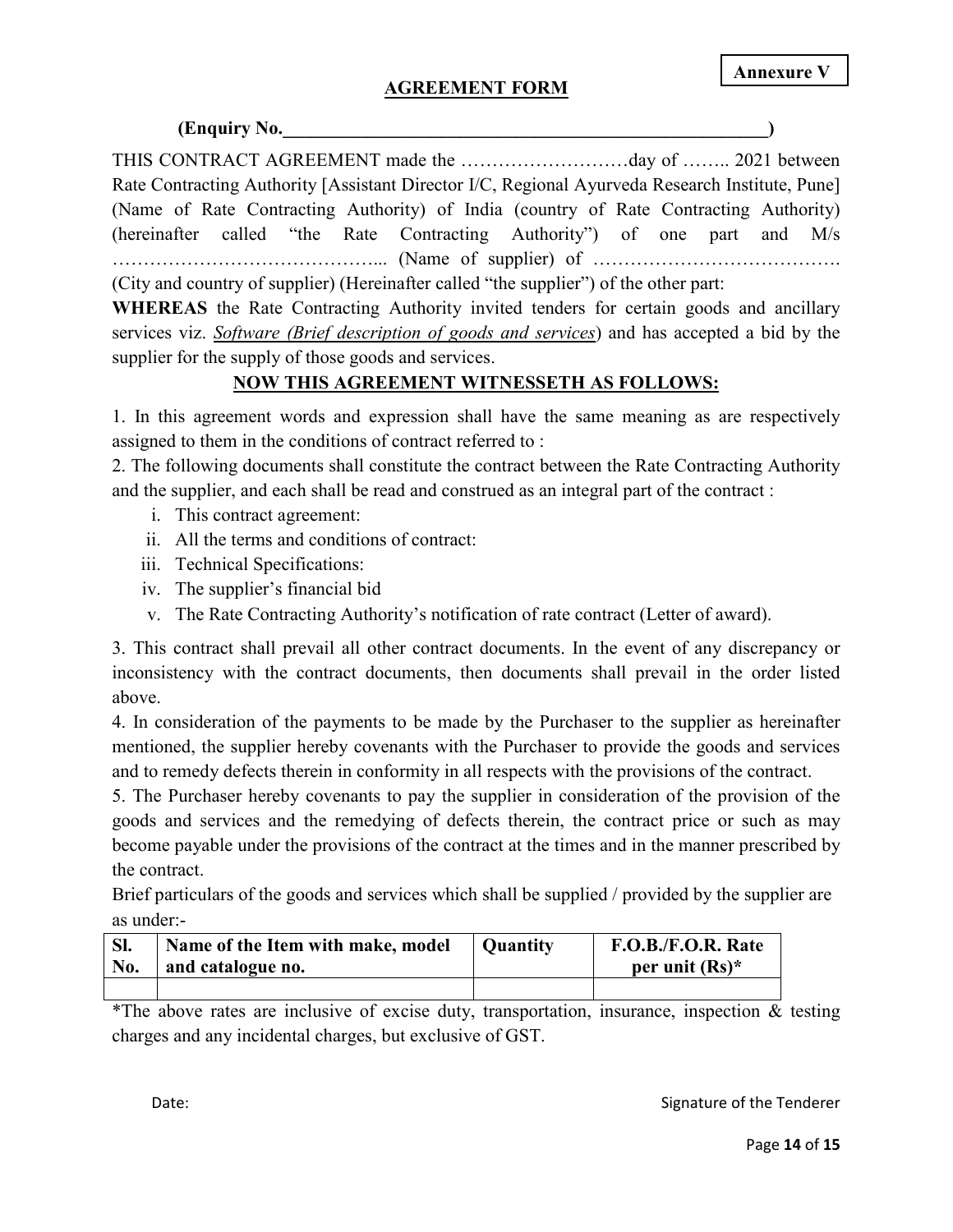**Annexure V**

## AGREEMENT FORM

**(Enquiry No.\_\_\_\_\_\_\_\_\_\_\_\_\_\_\_\_\_\_\_\_\_\_\_\_\_\_\_\_\_\_\_\_\_\_\_\_\_\_\_\_\_\_\_\_\_\_\_\_\_\_\_\_\_\_\_\_)**

THIS CONTRACT AGREEMENT made the ………………………day of …….. 2021 between Rate Contracting Authority [Assistant Director I/C, Regional Ayurveda Research Institute, Pune] (Name of Rate Contracting Authority) of India (country of Rate Contracting Authority) (hereinafter called "the Rate Contracting Authority") of one part and M/s ……………………………………... (Name of supplier) of …………………………………. (City and country of supplier) (Hereinafter called "the supplier") of the other part:

**WHEREAS** the Rate Contracting Authority invited tenders for certain goods and ancillary services viz. *Software (Brief description of goods and services*) and has accepted a bid by the supplier for the supply of those goods and services.

**NOW THIS AGREEMENT WITNESSETH AS FOLLOWS:**

1. In this agreement words and expression shall have the same meaning as are respectively assigned to them in the conditions of contract referred to :

2. The following documents shall constitute the contract between the Rate Contracting Authority and the supplier, and each shall be read and construed as an integral part of the contract :

   i. This contract agreement:
   ii. All the terms and conditions of contract:
   iii. Technical Specifications:
   iv. The supplier's financial bid
   v. The Rate Contracting Authority's notification of rate contract (Letter of award).

3. This contract shall prevail all other contract documents. In the event of any discrepancy or inconsistency with the contract documents, then documents shall prevail in the order listed above.

4. In consideration of the payments to be made by the Purchaser to the supplier as hereinafter mentioned, the supplier hereby covenants with the Purchaser to provide the goods and services and to remedy defects therein in conformity in all respects with the provisions of the contract.

5. The Purchaser hereby covenants to pay the supplier in consideration of the provision of the goods and services and the remedying of defects therein, the contract price or such as may become payable under the provisions of the contract at the times and in the manner prescribed by the contract.

Brief particulars of the goods and services which shall be supplied / provided by the supplier are as under:-

| Sl. No. | Name of the Item with make, model and catalogue no. | Quantity | F.O.B./F.O.R. Rate per unit (Rs)* |
|---|---|---|---|
| | | | |

*The above rates are inclusive of excise duty, transportation, insurance, inspection & testing charges and any incidental charges, but exclusive of GST.

Date: Signature of the Tenderer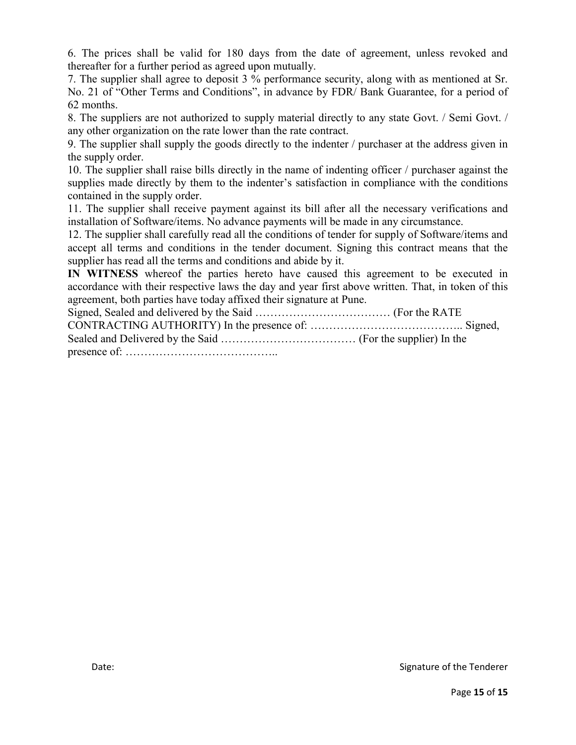6. The prices shall be valid for 180 days from the date of agreement, unless revoked and thereafter for a further period as agreed upon mutually.

7. The supplier shall agree to deposit 3 % performance security, along with as mentioned at Sr. No. 21 of "Other Terms and Conditions", in advance by FDR/ Bank Guarantee, for a period of 62 months.

8. The suppliers are not authorized to supply material directly to any state Govt. / Semi Govt. / any other organization on the rate lower than the rate contract.

9. The supplier shall supply the goods directly to the indenter / purchaser at the address given in the supply order.

10. The supplier shall raise bills directly in the name of indenting officer / purchaser against the supplies made directly by them to the indenter's satisfaction in compliance with the conditions contained in the supply order.

11. The supplier shall receive payment against its bill after all the necessary verifications and installation of Software/items. No advance payments will be made in any circumstance.

12. The supplier shall carefully read all the conditions of tender for supply of Software/items and accept all terms and conditions in the tender document. Signing this contract means that the supplier has read all the terms and conditions and abide by it.

**IN WITNESS** whereof the parties hereto have caused this agreement to be executed in accordance with their respective laws the day and year first above written. That, in token of this agreement, both parties have today affixed their signature at Pune.

Signed, Sealed and delivered by the Said ……………………………… (For the RATE CONTRACTING AUTHORITY) In the presence of: ………………………………….. Signed, Sealed and Delivered by the Said ……………………………… (For the supplier) In the presence of: …………………………………..

Date: Signature of the Tenderer